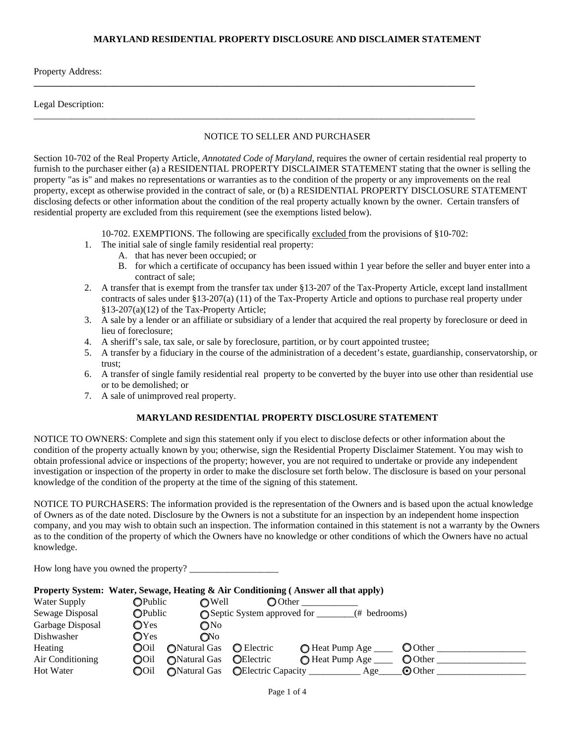# MARYLAND RESIDENTIAL PROPERTY DISCLOSURE AND DISCLAIMER STATEMENT

Property Address: ___________________________________________________________________________

Legal Description: ___________________________________________________________________________

## NOTICE TO SELLER AND PURCHASER

Section 10-702 of the Real Property Article, *Annotated Code of Maryland*, requires the owner of certain residential real property to furnish to the purchaser either (a) a RESIDENTIAL PROPERTY DISCLAIMER STATEMENT stating that the owner is selling the property "as is" and makes no representations or warranties as to the condition of the property or any improvements on the real property, except as otherwise provided in the contract of sale, or (b) a RESIDENTIAL PROPERTY DISCLOSURE STATEMENT disclosing defects or other information about the condition of the real property actually known by the owner. Certain transfers of residential property are excluded from this requirement (see the exemptions listed below).

10-702. EXEMPTIONS. The following are specifically excluded from the provisions of §10-702:

1. The initial sale of single family residential real property:
   - A. that has never been occupied; or
   - B. for which a certificate of occupancy has been issued within 1 year before the seller and buyer enter into a contract of sale;
2. A transfer that is exempt from the transfer tax under §13-207 of the Tax-Property Article, except land installment contracts of sales under §13-207(a) (11) of the Tax-Property Article and options to purchase real property under §13-207(a)(12) of the Tax-Property Article;
3. A sale by a lender or an affiliate or subsidiary of a lender that acquired the real property by foreclosure or deed in lieu of foreclosure;
4. A sheriff's sale, tax sale, or sale by foreclosure, partition, or by court appointed trustee;
5. A transfer by a fiduciary in the course of the administration of a decedent's estate, guardianship, conservatorship, or trust;
6. A transfer of single family residential real property to be converted by the buyer into use other than residential use or to be demolished; or
7. A sale of unimproved real property.

## MARYLAND RESIDENTIAL PROPERTY DISCLOSURE STATEMENT

NOTICE TO OWNERS: Complete and sign this statement only if you elect to disclose defects or other information about the condition of the property actually known by you; otherwise, sign the Residential Property Disclaimer Statement. You may wish to obtain professional advice or inspections of the property; however, you are not required to undertake or provide any independent investigation or inspection of the property in order to make the disclosure set forth below. The disclosure is based on your personal knowledge of the condition of the property at the time of the signing of this statement.

NOTICE TO PURCHASERS: The information provided is the representation of the Owners and is based upon the actual knowledge of Owners as of the date noted. Disclosure by the Owners is not a substitute for an inspection by an independent home inspection company, and you may wish to obtain such an inspection. The information contained in this statement is not a warranty by the Owners as to the condition of the property of which the Owners have no knowledge or other conditions of which the Owners have no actual knowledge.

How long have you owned the property? ___________________

**Property System: Water, Sewage, Heating & Air Conditioning ( Answer all that apply)**

| | | | | | |
|---|---|---|---|---|---|
| Water Supply | ○ Public | ○ Well | ○ Other ___________ | | |
| Sewage Disposal | ○ Public | ○ Septic System approved for ________(# bedrooms) | | | |
| Garbage Disposal | ○ Yes | ○ No | | | |
| Dishwasher | ○ Yes | ○ No | | | |
| Heating | ○ Oil | ○ Natural Gas | ○ Electric | ○ Heat Pump Age ____ | ○ Other ___________________ |
| Air Conditioning | ○ Oil | ○ Natural Gas | ○ Electric | ○ Heat Pump Age ____ | ○ Other ___________________ |
| Hot Water | ○ Oil | ○ Natural Gas | ○ Electric Capacity ___________ Age_____ | | ⦿ Other ___________________ |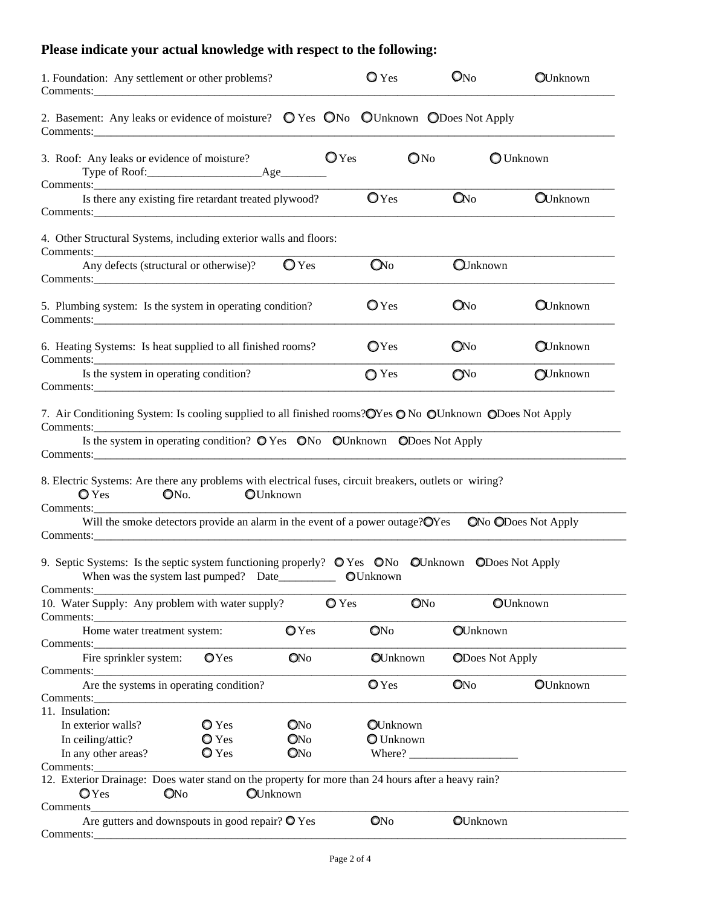**Please indicate your actual knowledge with respect to the following:**

1. Foundation: Any settlement or other problems? ○ Yes ○ No ○ Unknown
Comments:\_\_\_\_\_\_\_\_\_\_\_\_\_\_\_\_\_\_\_\_\_\_\_\_\_\_\_\_\_\_\_\_\_\_\_\_\_\_\_\_\_\_\_\_\_\_\_\_

2. Basement: Any leaks or evidence of moisture? ○ Yes ○ No ○ Unknown ○ Does Not Apply
Comments:\_\_\_\_\_\_\_\_\_\_\_\_\_\_\_\_\_\_\_\_\_\_\_\_\_\_\_\_\_\_\_\_\_\_\_\_\_\_\_\_\_\_\_\_\_\_\_\_

3. Roof: Any leaks or evidence of moisture? ○ Yes ○ No ○ Unknown
   Type of Roof:\_\_\_\_\_\_\_\_\_\_\_\_\_\_\_\_\_\_\_\_Age\_\_\_\_\_\_\_\_
Comments:\_\_\_\_\_\_\_\_\_\_\_\_\_\_\_\_\_\_\_\_\_\_\_\_\_\_\_\_\_\_\_\_\_\_\_\_\_\_\_\_\_\_\_\_\_\_\_\_
   Is there any existing fire retardant treated plywood? ○ Yes ○ No ○ Unknown
Comments:\_\_\_\_\_\_\_\_\_\_\_\_\_\_\_\_\_\_\_\_\_\_\_\_\_\_\_\_\_\_\_\_\_\_\_\_\_\_\_\_\_\_\_\_\_\_\_\_

4. Other Structural Systems, including exterior walls and floors:
Comments:\_\_\_\_\_\_\_\_\_\_\_\_\_\_\_\_\_\_\_\_\_\_\_\_\_\_\_\_\_\_\_\_\_\_\_\_\_\_\_\_\_\_\_\_\_\_\_\_
   Any defects (structural or otherwise)? ○ Yes ○ No ○ Unknown
Comments:\_\_\_\_\_\_\_\_\_\_\_\_\_\_\_\_\_\_\_\_\_\_\_\_\_\_\_\_\_\_\_\_\_\_\_\_\_\_\_\_\_\_\_\_\_\_\_\_

5. Plumbing system: Is the system in operating condition? ○ Yes ○ No ○ Unknown
Comments:\_\_\_\_\_\_\_\_\_\_\_\_\_\_\_\_\_\_\_\_\_\_\_\_\_\_\_\_\_\_\_\_\_\_\_\_\_\_\_\_\_\_\_\_\_\_\_\_

6. Heating Systems: Is heat supplied to all finished rooms? ○ Yes ○ No ○ Unknown
Comments:\_\_\_\_\_\_\_\_\_\_\_\_\_\_\_\_\_\_\_\_\_\_\_\_\_\_\_\_\_\_\_\_\_\_\_\_\_\_\_\_\_\_\_\_\_\_\_\_
   Is the system in operating condition? ○ Yes ○ No ○ Unknown
Comments:\_\_\_\_\_\_\_\_\_\_\_\_\_\_\_\_\_\_\_\_\_\_\_\_\_\_\_\_\_\_\_\_\_\_\_\_\_\_\_\_\_\_\_\_\_\_\_\_

7. Air Conditioning System: Is cooling supplied to all finished rooms? ○ Yes ○ No ○ Unknown ○ Does Not Apply
Comments:\_\_\_\_\_\_\_\_\_\_\_\_\_\_\_\_\_\_\_\_\_\_\_\_\_\_\_\_\_\_\_\_\_\_\_\_\_\_\_\_\_\_\_\_\_\_\_\_
   Is the system in operating condition? ○ Yes ○ No ○ Unknown ○ Does Not Apply
Comments:\_\_\_\_\_\_\_\_\_\_\_\_\_\_\_\_\_\_\_\_\_\_\_\_\_\_\_\_\_\_\_\_\_\_\_\_\_\_\_\_\_\_\_\_\_\_\_\_

8. Electric Systems: Are there any problems with electrical fuses, circuit breakers, outlets or wiring?
   ○ Yes ○ No. ○ Unknown
Comments:\_\_\_\_\_\_\_\_\_\_\_\_\_\_\_\_\_\_\_\_\_\_\_\_\_\_\_\_\_\_\_\_\_\_\_\_\_\_\_\_\_\_\_\_\_\_\_\_
   Will the smoke detectors provide an alarm in the event of a power outage? ○ Yes ○ No ○ Does Not Apply
Comments:\_\_\_\_\_\_\_\_\_\_\_\_\_\_\_\_\_\_\_\_\_\_\_\_\_\_\_\_\_\_\_\_\_\_\_\_\_\_\_\_\_\_\_\_\_\_\_\_

9. Septic Systems: Is the septic system functioning properly? ○ Yes ○ No ○ Unknown ○ Does Not Apply
   When was the system last pumped? Date\_\_\_\_\_\_\_\_\_\_ ○ Unknown
Comments:\_\_\_\_\_\_\_\_\_\_\_\_\_\_\_\_\_\_\_\_\_\_\_\_\_\_\_\_\_\_\_\_\_\_\_\_\_\_\_\_\_\_\_\_\_\_\_\_

10. Water Supply: Any problem with water supply? ○ Yes ○ No ○ Unknown
Comments:\_\_\_\_\_\_\_\_\_\_\_\_\_\_\_\_\_\_\_\_\_\_\_\_\_\_\_\_\_\_\_\_\_\_\_\_\_\_\_\_\_\_\_\_\_\_\_\_
   Home water treatment system: ○ Yes ○ No ○ Unknown
Comments:\_\_\_\_\_\_\_\_\_\_\_\_\_\_\_\_\_\_\_\_\_\_\_\_\_\_\_\_\_\_\_\_\_\_\_\_\_\_\_\_\_\_\_\_\_\_\_\_
   Fire sprinkler system: ○ Yes ○ No ○ Unknown ○ Does Not Apply
Comments:\_\_\_\_\_\_\_\_\_\_\_\_\_\_\_\_\_\_\_\_\_\_\_\_\_\_\_\_\_\_\_\_\_\_\_\_\_\_\_\_\_\_\_\_\_\_\_\_
   Are the systems in operating condition? ○ Yes ○ No ○ Unknown
Comments:\_\_\_\_\_\_\_\_\_\_\_\_\_\_\_\_\_\_\_\_\_\_\_\_\_\_\_\_\_\_\_\_\_\_\_\_\_\_\_\_\_\_\_\_\_\_\_\_

11. Insulation:
   In exterior walls? ○ Yes ○ No ○ Unknown
   In ceiling/attic? ○ Yes ○ No ○ Unknown
   In any other areas? ○ Yes ○ No Where? \_\_\_\_\_\_\_\_\_\_\_\_\_\_\_\_\_\_\_
Comments:\_\_\_\_\_\_\_\_\_\_\_\_\_\_\_\_\_\_\_\_\_\_\_\_\_\_\_\_\_\_\_\_\_\_\_\_\_\_\_\_\_\_\_\_\_\_\_\_

12. Exterior Drainage: Does water stand on the property for more than 24 hours after a heavy rain?
   ○ Yes ○ No ○ Unknown
Comments\_\_\_\_\_\_\_\_\_\_\_\_\_\_\_\_\_\_\_\_\_\_\_\_\_\_\_\_\_\_\_\_\_\_\_\_\_\_\_\_\_\_\_\_\_\_\_\_
   Are gutters and downspouts in good repair? ○ Yes ○ No ○ Unknown
Comments:\_\_\_\_\_\_\_\_\_\_\_\_\_\_\_\_\_\_\_\_\_\_\_\_\_\_\_\_\_\_\_\_\_\_\_\_\_\_\_\_\_\_\_\_\_\_\_\_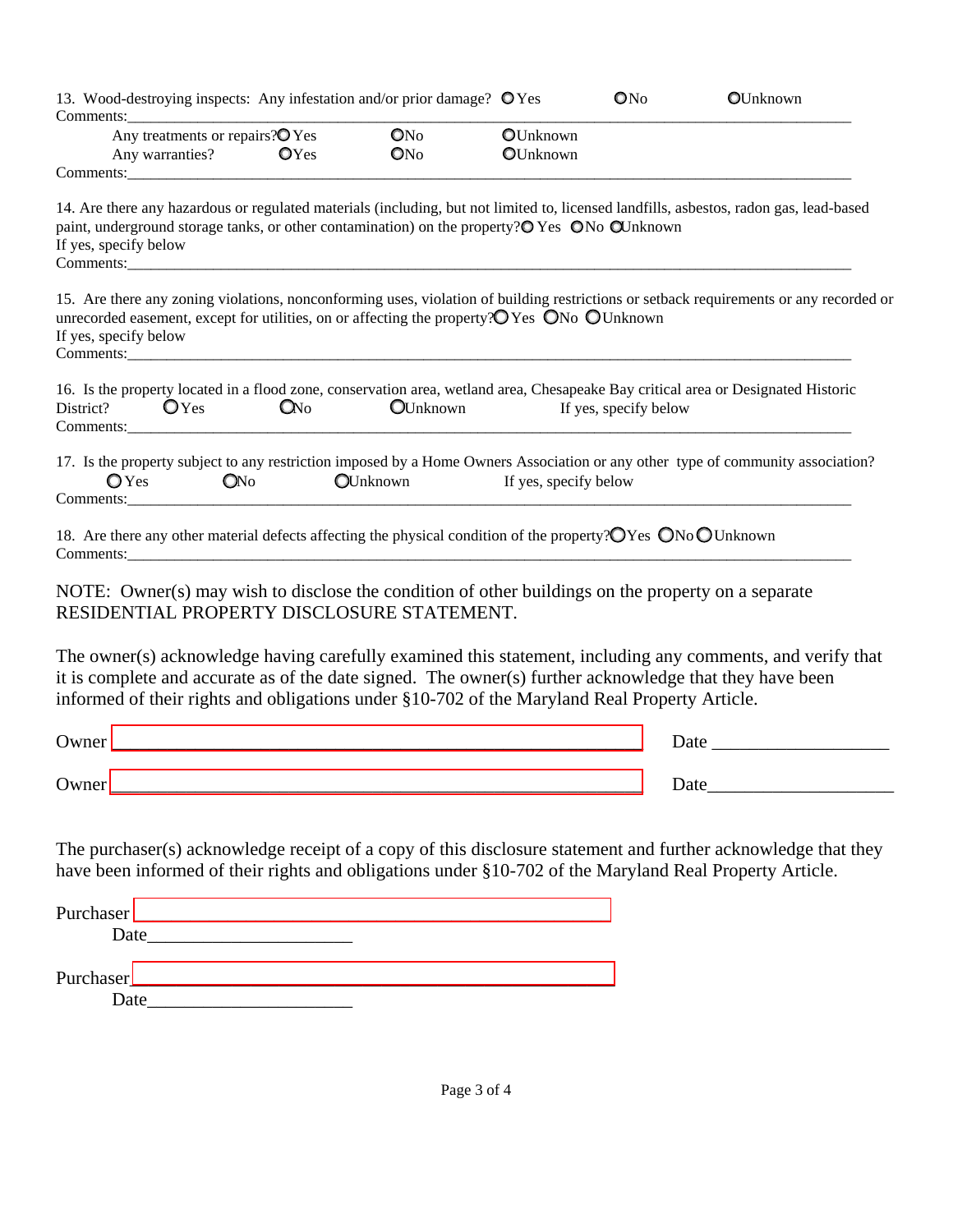13. Wood-destroying inspects: Any infestation and/or prior damage? ○ Yes ○ No ○ Unknown

Comments:\_\_\_\_\_\_\_\_\_\_\_\_\_\_\_\_\_\_\_\_\_\_\_\_\_\_\_\_\_\_\_\_\_\_\_\_\_\_\_\_\_\_\_\_\_\_\_\_\_\_\_\_\_\_\_\_\_\_\_\_

Any treatments or repairs? ○ Yes ○ No ○ Unknown

Any warranties? ○ Yes ○ No ○ Unknown

Comments:\_\_\_\_\_\_\_\_\_\_\_\_\_\_\_\_\_\_\_\_\_\_\_\_\_\_\_\_\_\_\_\_\_\_\_\_\_\_\_\_\_\_\_\_\_\_\_\_\_\_\_\_\_\_\_\_\_\_\_\_

14. Are there any hazardous or regulated materials (including, but not limited to, licensed landfills, asbestos, radon gas, lead-based paint, underground storage tanks, or other contamination) on the property? ○ Yes ○ No ○ Unknown

If yes, specify below

Comments:\_\_\_\_\_\_\_\_\_\_\_\_\_\_\_\_\_\_\_\_\_\_\_\_\_\_\_\_\_\_\_\_\_\_\_\_\_\_\_\_\_\_\_\_\_\_\_\_\_\_\_\_\_\_\_\_\_\_\_\_

15. Are there any zoning violations, nonconforming uses, violation of building restrictions or setback requirements or any recorded or unrecorded easement, except for utilities, on or affecting the property? ○ Yes ○ No ○ Unknown

If yes, specify below

Comments:\_\_\_\_\_\_\_\_\_\_\_\_\_\_\_\_\_\_\_\_\_\_\_\_\_\_\_\_\_\_\_\_\_\_\_\_\_\_\_\_\_\_\_\_\_\_\_\_\_\_\_\_\_\_\_\_\_\_\_\_

16. Is the property located in a flood zone, conservation area, wetland area, Chesapeake Bay critical area or Designated Historic District? ○ Yes ○ No ○ Unknown If yes, specify below

Comments:\_\_\_\_\_\_\_\_\_\_\_\_\_\_\_\_\_\_\_\_\_\_\_\_\_\_\_\_\_\_\_\_\_\_\_\_\_\_\_\_\_\_\_\_\_\_\_\_\_\_\_\_\_\_\_\_\_\_\_\_

17. Is the property subject to any restriction imposed by a Home Owners Association or any other type of community association?

○ Yes ○ No ○ Unknown If yes, specify below

Comments:\_\_\_\_\_\_\_\_\_\_\_\_\_\_\_\_\_\_\_\_\_\_\_\_\_\_\_\_\_\_\_\_\_\_\_\_\_\_\_\_\_\_\_\_\_\_\_\_\_\_\_\_\_\_\_\_\_\_\_\_

18. Are there any other material defects affecting the physical condition of the property? ○ Yes ○ No ○ Unknown

Comments:\_\_\_\_\_\_\_\_\_\_\_\_\_\_\_\_\_\_\_\_\_\_\_\_\_\_\_\_\_\_\_\_\_\_\_\_\_\_\_\_\_\_\_\_\_\_\_\_\_\_\_\_\_\_\_\_\_\_\_\_

NOTE: Owner(s) may wish to disclose the condition of other buildings on the property on a separate RESIDENTIAL PROPERTY DISCLOSURE STATEMENT.

The owner(s) acknowledge having carefully examined this statement, including any comments, and verify that it is complete and accurate as of the date signed. The owner(s) further acknowledge that they have been informed of their rights and obligations under §10-702 of the Maryland Real Property Article.

Owner \_\_\_\_\_\_\_\_\_\_\_\_\_\_\_\_\_\_\_\_\_\_\_\_\_\_\_\_\_\_\_\_\_\_\_\_\_\_\_\_\_\_\_\_ Date \_\_\_\_\_\_\_\_\_\_\_\_\_\_\_\_\_\_

Owner \_\_\_\_\_\_\_\_\_\_\_\_\_\_\_\_\_\_\_\_\_\_\_\_\_\_\_\_\_\_\_\_\_\_\_\_\_\_\_\_\_\_\_\_ Date \_\_\_\_\_\_\_\_\_\_\_\_\_\_\_\_\_\_

The purchaser(s) acknowledge receipt of a copy of this disclosure statement and further acknowledge that they have been informed of their rights and obligations under §10-702 of the Maryland Real Property Article.

Purchaser \_\_\_\_\_\_\_\_\_\_\_\_\_\_\_\_\_\_\_\_\_\_\_\_\_\_\_\_\_\_\_\_\_\_\_\_\_\_\_\_\_\_\_\_

Date \_\_\_\_\_\_\_\_\_\_\_\_\_\_\_\_\_\_\_\_

Purchaser \_\_\_\_\_\_\_\_\_\_\_\_\_\_\_\_\_\_\_\_\_\_\_\_\_\_\_\_\_\_\_\_\_\_\_\_\_\_\_\_\_\_\_\_

Date \_\_\_\_\_\_\_\_\_\_\_\_\_\_\_\_\_\_\_\_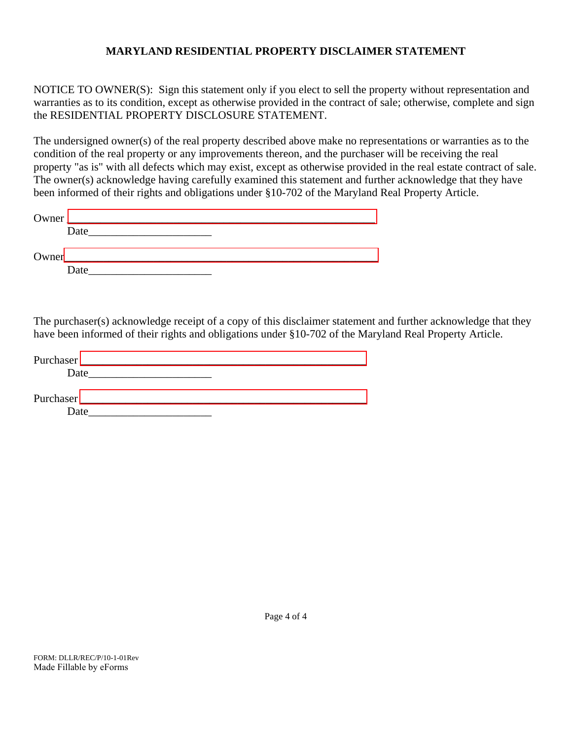## MARYLAND RESIDENTIAL PROPERTY DISCLAIMER STATEMENT

NOTICE TO OWNER(S): Sign this statement only if you elect to sell the property without representation and warranties as to its condition, except as otherwise provided in the contract of sale; otherwise, complete and sign the RESIDENTIAL PROPERTY DISCLOSURE STATEMENT.

The undersigned owner(s) of the real property described above make no representations or warranties as to the condition of the real property or any improvements thereon, and the purchaser will be receiving the real property "as is" with all defects which may exist, except as otherwise provided in the real estate contract of sale. The owner(s) acknowledge having carefully examined this statement and further acknowledge that they have been informed of their rights and obligations under §10-702 of the Maryland Real Property Article.

Owner ______________________________________________

Date______________________

Owner______________________________________________

Date______________________

The purchaser(s) acknowledge receipt of a copy of this disclaimer statement and further acknowledge that they have been informed of their rights and obligations under §10-702 of the Maryland Real Property Article.

Purchaser ____________________________________________

Date______________________

Purchaser ____________________________________________

Date______________________

FORM: DLLR/REC/P/10-1-01Rev

Made Fillable by eForms